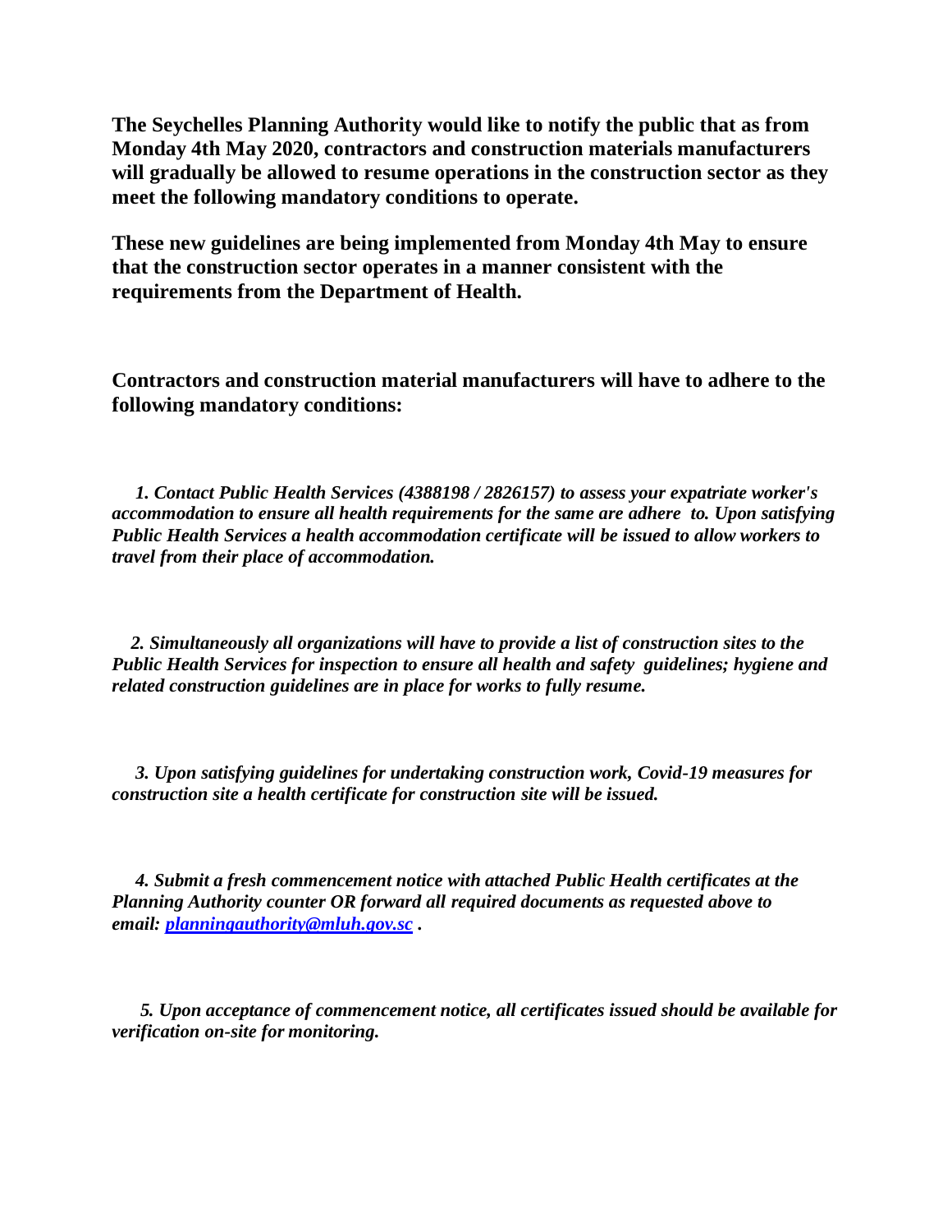**The Seychelles Planning Authority would like to notify the public that as from Monday 4th May 2020, contractors and construction materials manufacturers will gradually be allowed to resume operations in the construction sector as they meet the following mandatory conditions to operate.**

**These new guidelines are being implemented from Monday 4th May to ensure that the construction sector operates in a manner consistent with the requirements from the Department of Health.**

**Contractors and construction material manufacturers will have to adhere to the following mandatory conditions:**

***1. Contact Public Health Services (4388198 / 2826157) to assess your expatriate worker's accommodation to ensure all health requirements for the same are adhere to. Upon satisfying Public Health Services a health accommodation certificate will be issued to allow workers to travel from their place of accommodation.***

***2. Simultaneously all organizations will have to provide a list of construction sites to the Public Health Services for inspection to ensure all health and safety guidelines; hygiene and related construction guidelines are in place for works to fully resume.***

***3. Upon satisfying guidelines for undertaking construction work, Covid-19 measures for construction site a health certificate for construction site will be issued.***

***4. Submit a fresh commencement notice with attached Public Health certificates at the Planning Authority counter OR forward all required documents as requested above to email: planningauthority@mluh.gov.sc .***

***5. Upon acceptance of commencement notice, all certificates issued should be available for verification on-site for monitoring.***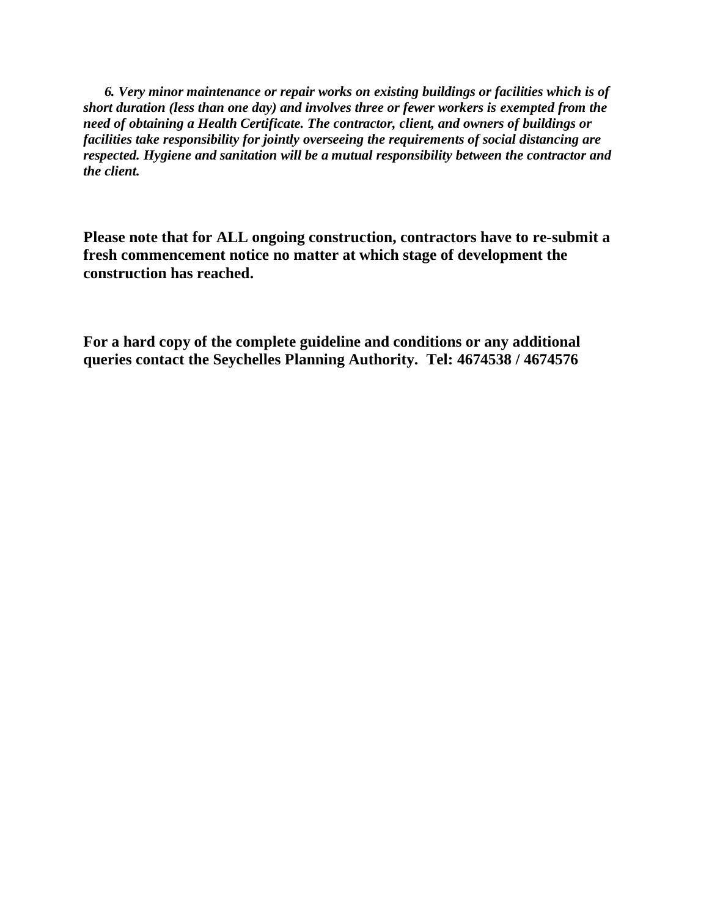***6. Very minor maintenance or repair works on existing buildings or facilities which is of short duration (less than one day) and involves three or fewer workers is exempted from the need of obtaining a Health Certificate. The contractor, client, and owners of buildings or facilities take responsibility for jointly overseeing the requirements of social distancing are respected. Hygiene and sanitation will be a mutual responsibility between the contractor and the client.***

**Please note that for ALL ongoing construction, contractors have to re-submit a fresh commencement notice no matter at which stage of development the construction has reached.**

**For a hard copy of the complete guideline and conditions or any additional queries contact the Seychelles Planning Authority. Tel: 4674538 / 4674576**